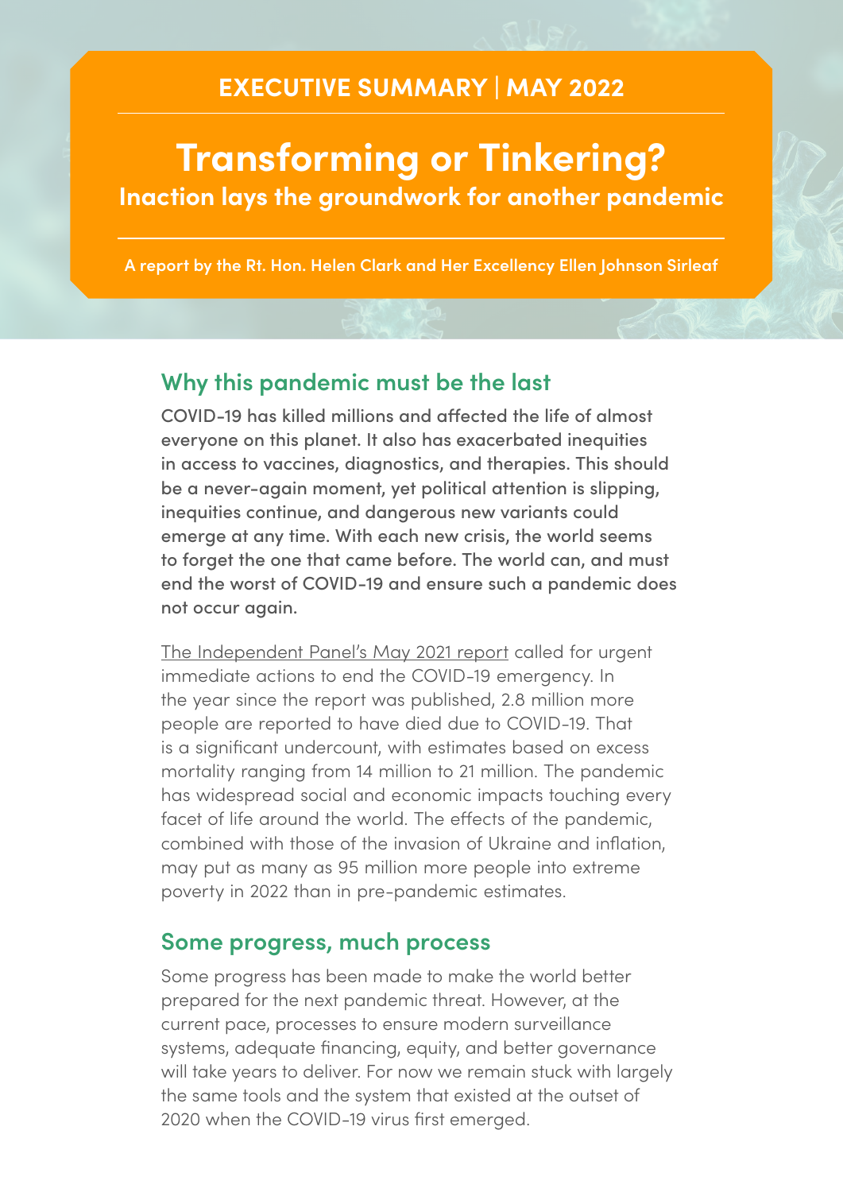**EXECUTIVE SUMMARY | MAY 2022**

# Transforming or Tinkering?

## Inaction lays the groundwork for another pandemic

**A report by the Rt. Hon. Helen Clark and Her Excellency Ellen Johnson Sirleaf**

## Why this pandemic must be the last

COVID-19 has killed millions and affected the life of almost everyone on this planet. It also has exacerbated inequities in access to vaccines, diagnostics, and therapies. This should be a never-again moment, yet political attention is slipping, inequities continue, and dangerous new variants could emerge at any time. With each new crisis, the world seems to forget the one that came before. The world can, and must end the worst of COVID-19 and ensure such a pandemic does not occur again.

The Independent Panel's May 2021 report called for urgent immediate actions to end the COVID-19 emergency. In the year since the report was published, 2.8 million more people are reported to have died due to COVID-19. That is a significant undercount, with estimates based on excess mortality ranging from 14 million to 21 million. The pandemic has widespread social and economic impacts touching every facet of life around the world. The effects of the pandemic, combined with those of the invasion of Ukraine and inflation, may put as many as 95 million more people into extreme poverty in 2022 than in pre-pandemic estimates.

## Some progress, much process

Some progress has been made to make the world better prepared for the next pandemic threat. However, at the current pace, processes to ensure modern surveillance systems, adequate financing, equity, and better governance will take years to deliver. For now we remain stuck with largely the same tools and the system that existed at the outset of 2020 when the COVID-19 virus first emerged.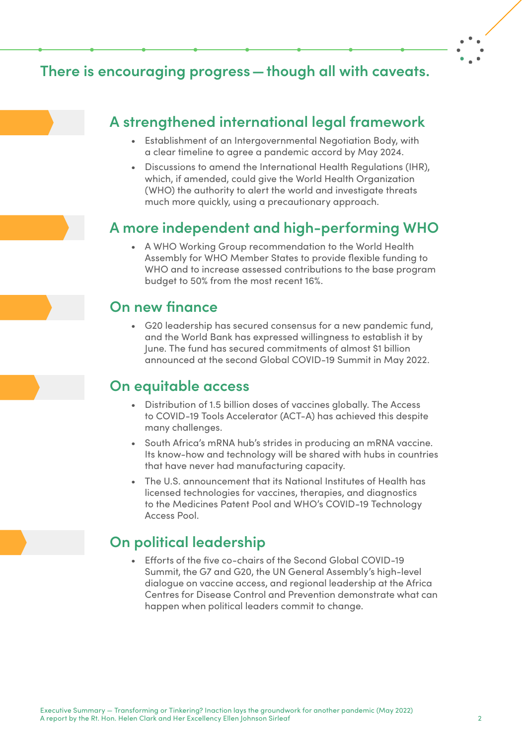## There is encouraging progress — though all with caveats.

### A strengthened international legal framework

- Establishment of an Intergovernmental Negotiation Body, with a clear timeline to agree a pandemic accord by May 2024.
- Discussions to amend the International Health Regulations (IHR), which, if amended, could give the World Health Organization (WHO) the authority to alert the world and investigate threats much more quickly, using a precautionary approach.

### A more independent and high-performing WHO

- A WHO Working Group recommendation to the World Health Assembly for WHO Member States to provide flexible funding to WHO and to increase assessed contributions to the base program budget to 50% from the most recent 16%.

### On new finance

- G20 leadership has secured consensus for a new pandemic fund, and the World Bank has expressed willingness to establish it by June. The fund has secured commitments of almost $1 billion announced at the second Global COVID-19 Summit in May 2022.

### On equitable access

- Distribution of 1.5 billion doses of vaccines globally. The Access to COVID-19 Tools Accelerator (ACT-A) has achieved this despite many challenges.
- South Africa's mRNA hub's strides in producing an mRNA vaccine. Its know-how and technology will be shared with hubs in countries that have never had manufacturing capacity.
- The U.S. announcement that its National Institutes of Health has licensed technologies for vaccines, therapies, and diagnostics to the Medicines Patent Pool and WHO's COVID-19 Technology Access Pool.

### On political leadership

- Efforts of the five co-chairs of the Second Global COVID-19 Summit, the G7 and G20, the UN General Assembly's high-level dialogue on vaccine access, and regional leadership at the Africa Centres for Disease Control and Prevention demonstrate what can happen when political leaders commit to change.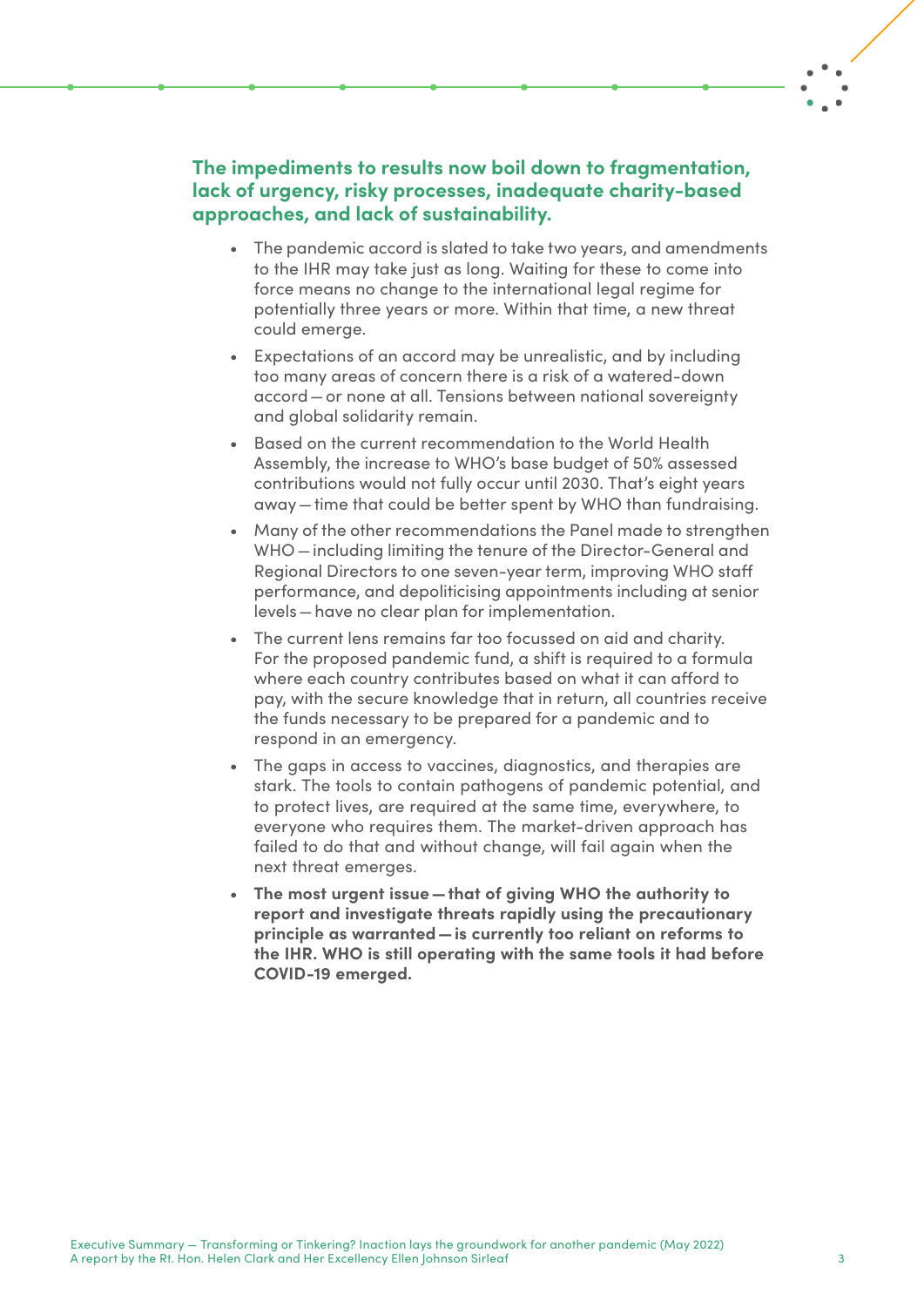## The impediments to results now boil down to fragmentation, lack of urgency, risky processes, inadequate charity-based approaches, and lack of sustainability.

- The pandemic accord is slated to take two years, and amendments to the IHR may take just as long. Waiting for these to come into force means no change to the international legal regime for potentially three years or more. Within that time, a new threat could emerge.
- Expectations of an accord may be unrealistic, and by including too many areas of concern there is a risk of a watered-down accord — or none at all. Tensions between national sovereignty and global solidarity remain.
- Based on the current recommendation to the World Health Assembly, the increase to WHO's base budget of 50% assessed contributions would not fully occur until 2030. That's eight years away — time that could be better spent by WHO than fundraising.
- Many of the other recommendations the Panel made to strengthen WHO — including limiting the tenure of the Director-General and Regional Directors to one seven-year term, improving WHO staff performance, and depoliticising appointments including at senior levels — have no clear plan for implementation.
- The current lens remains far too focussed on aid and charity. For the proposed pandemic fund, a shift is required to a formula where each country contributes based on what it can afford to pay, with the secure knowledge that in return, all countries receive the funds necessary to be prepared for a pandemic and to respond in an emergency.
- The gaps in access to vaccines, diagnostics, and therapies are stark. The tools to contain pathogens of pandemic potential, and to protect lives, are required at the same time, everywhere, to everyone who requires them. The market-driven approach has failed to do that and without change, will fail again when the next threat emerges.
- **The most urgent issue — that of giving WHO the authority to report and investigate threats rapidly using the precautionary principle as warranted — is currently too reliant on reforms to the IHR. WHO is still operating with the same tools it had before COVID-19 emerged.**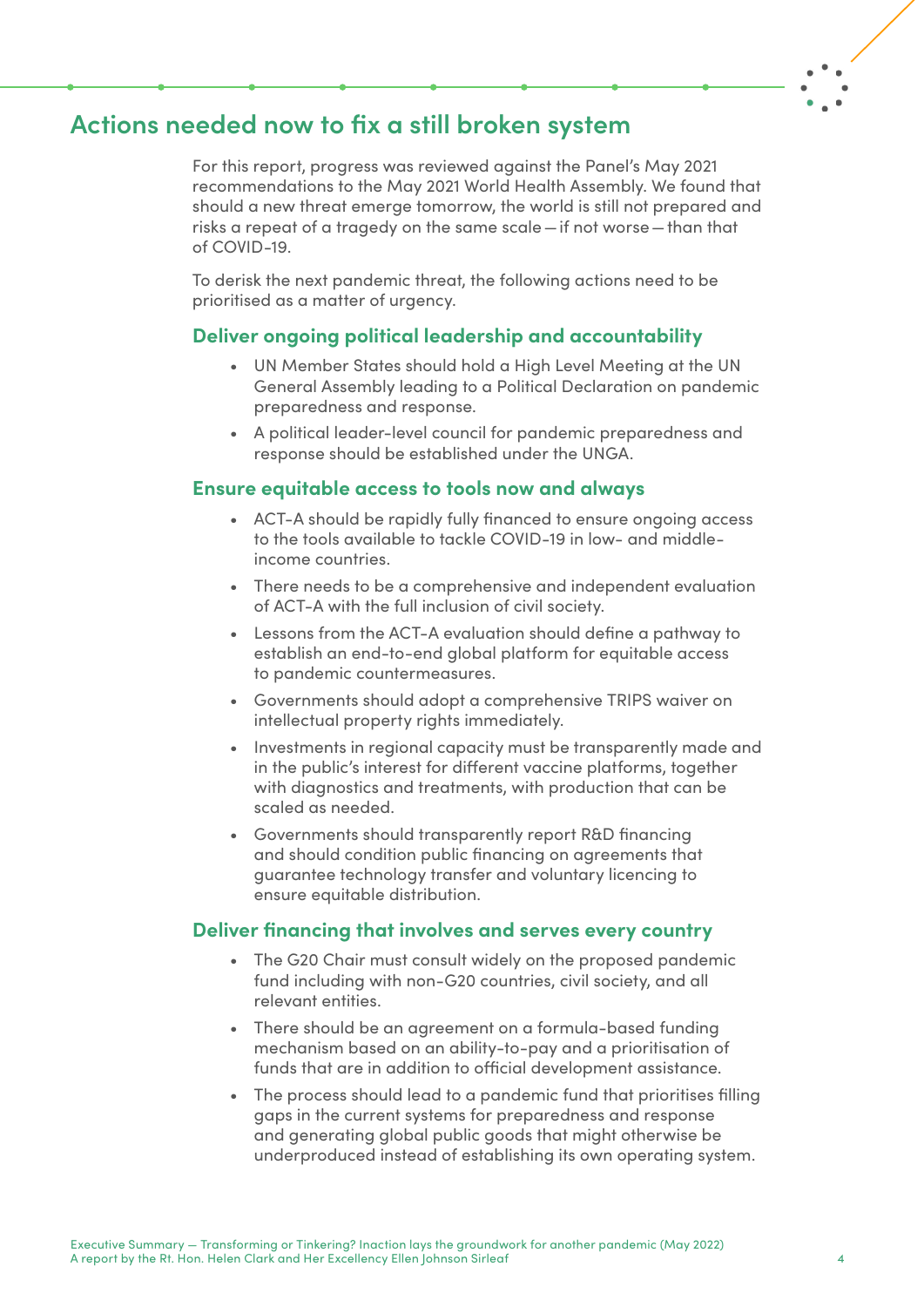## Actions needed now to fix a still broken system

For this report, progress was reviewed against the Panel's May 2021 recommendations to the May 2021 World Health Assembly. We found that should a new threat emerge tomorrow, the world is still not prepared and risks a repeat of a tragedy on the same scale — if not worse — than that of COVID-19.

To derisk the next pandemic threat, the following actions need to be prioritised as a matter of urgency.

### Deliver ongoing political leadership and accountability

- UN Member States should hold a High Level Meeting at the UN General Assembly leading to a Political Declaration on pandemic preparedness and response.
- A political leader-level council for pandemic preparedness and response should be established under the UNGA.

### Ensure equitable access to tools now and always

- ACT-A should be rapidly fully financed to ensure ongoing access to the tools available to tackle COVID-19 in low- and middle-income countries.
- There needs to be a comprehensive and independent evaluation of ACT-A with the full inclusion of civil society.
- Lessons from the ACT-A evaluation should define a pathway to establish an end-to-end global platform for equitable access to pandemic countermeasures.
- Governments should adopt a comprehensive TRIPS waiver on intellectual property rights immediately.
- Investments in regional capacity must be transparently made and in the public's interest for different vaccine platforms, together with diagnostics and treatments, with production that can be scaled as needed.
- Governments should transparently report R&D financing and should condition public financing on agreements that guarantee technology transfer and voluntary licencing to ensure equitable distribution.

### Deliver financing that involves and serves every country

- The G20 Chair must consult widely on the proposed pandemic fund including with non-G20 countries, civil society, and all relevant entities.
- There should be an agreement on a formula-based funding mechanism based on an ability-to-pay and a prioritisation of funds that are in addition to official development assistance.
- The process should lead to a pandemic fund that prioritises filling gaps in the current systems for preparedness and response and generating global public goods that might otherwise be underproduced instead of establishing its own operating system.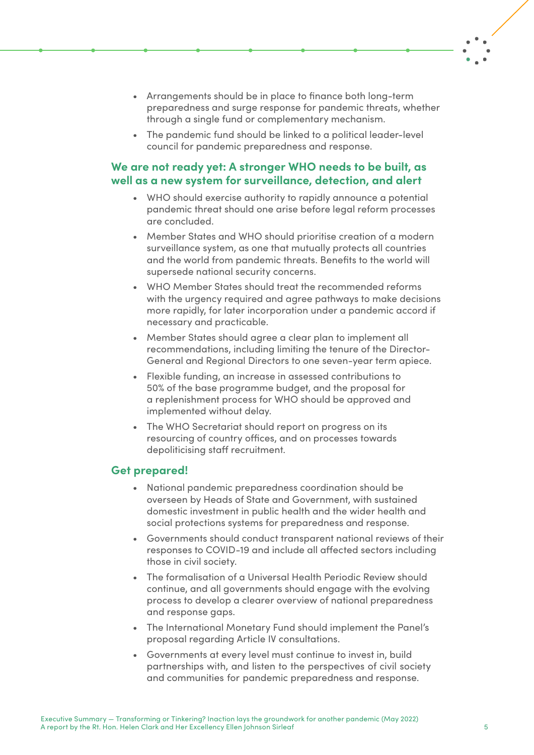- Arrangements should be in place to finance both long-term preparedness and surge response for pandemic threats, whether through a single fund or complementary mechanism.
- The pandemic fund should be linked to a political leader-level council for pandemic preparedness and response.

## We are not ready yet: A stronger WHO needs to be built, as well as a new system for surveillance, detection, and alert

- WHO should exercise authority to rapidly announce a potential pandemic threat should one arise before legal reform processes are concluded.
- Member States and WHO should prioritise creation of a modern surveillance system, as one that mutually protects all countries and the world from pandemic threats. Benefits to the world will supersede national security concerns.
- WHO Member States should treat the recommended reforms with the urgency required and agree pathways to make decisions more rapidly, for later incorporation under a pandemic accord if necessary and practicable.
- Member States should agree a clear plan to implement all recommendations, including limiting the tenure of the Director-General and Regional Directors to one seven-year term apiece.
- Flexible funding, an increase in assessed contributions to 50% of the base programme budget, and the proposal for a replenishment process for WHO should be approved and implemented without delay.
- The WHO Secretariat should report on progress on its resourcing of country offices, and on processes towards depoliticising staff recruitment.

## Get prepared!

- National pandemic preparedness coordination should be overseen by Heads of State and Government, with sustained domestic investment in public health and the wider health and social protections systems for preparedness and response.
- Governments should conduct transparent national reviews of their responses to COVID-19 and include all affected sectors including those in civil society.
- The formalisation of a Universal Health Periodic Review should continue, and all governments should engage with the evolving process to develop a clearer overview of national preparedness and response gaps.
- The International Monetary Fund should implement the Panel's proposal regarding Article IV consultations.
- Governments at every level must continue to invest in, build partnerships with, and listen to the perspectives of civil society and communities for pandemic preparedness and response.